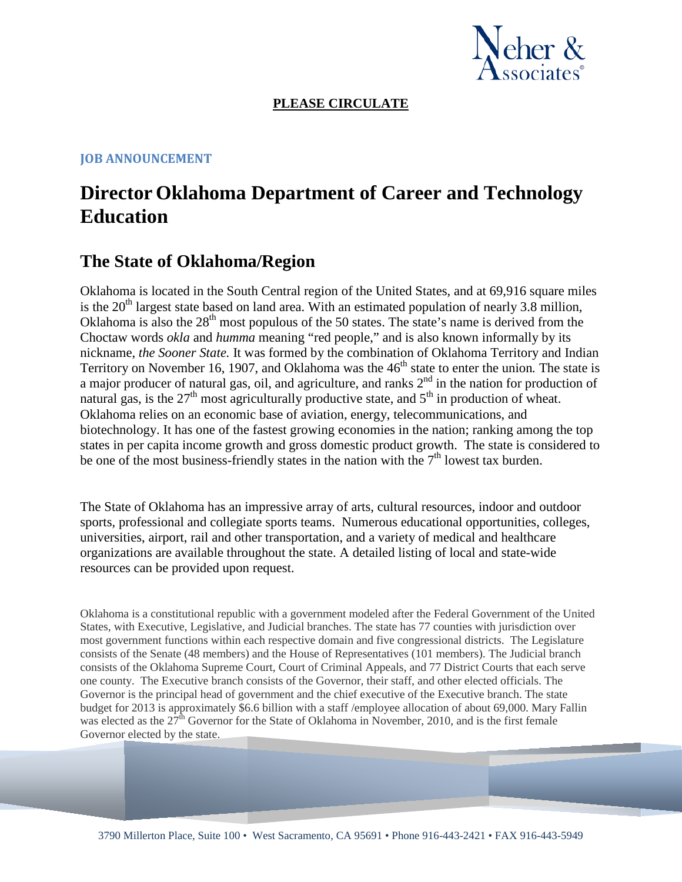**PLEASE CIRCULATE**

**JOB ANNOUNCEMENT**

# Director Oklahoma Department of Career and Technology Education

## The State of Oklahoma/Region

Oklahoma is located in the South Central region of the United States, and at 69,916 square miles is the 20th largest state based on land area. With an estimated population of nearly 3.8 million, Oklahoma is also the 28th most populous of the 50 states. The state's name is derived from the Choctaw words *okla* and *humma* meaning "red people," and is also known informally by its nickname, *the Sooner State.* It was formed by the combination of Oklahoma Territory and Indian Territory on November 16, 1907, and Oklahoma was the 46th state to enter the union*.* The state is a major producer of natural gas, oil, and agriculture, and ranks 2nd in the nation for production of natural gas, is the 27th most agriculturally productive state, and 5th in production of wheat. Oklahoma relies on an economic base of aviation, energy, telecommunications, and biotechnology. It has one of the fastest growing economies in the nation; ranking among the top states in per capita income growth and gross domestic product growth. The state is considered to be one of the most business-friendly states in the nation with the 7th lowest tax burden.

The State of Oklahoma has an impressive array of arts, cultural resources, indoor and outdoor sports, professional and collegiate sports teams. Numerous educational opportunities, colleges, universities, airport, rail and other transportation, and a variety of medical and healthcare organizations are available throughout the state. A detailed listing of local and state-wide resources can be provided upon request.

Oklahoma is a constitutional republic with a government modeled after the Federal Government of the United States, with Executive, Legislative, and Judicial branches. The state has 77 counties with jurisdiction over most government functions within each respective domain and five congressional districts. The Legislature consists of the Senate (48 members) and the House of Representatives (101 members). The Judicial branch consists of the Oklahoma Supreme Court, Court of Criminal Appeals, and 77 District Courts that each serve one county. The Executive branch consists of the Governor, their staff, and other elected officials. The Governor is the principal head of government and the chief executive of the Executive branch. The state budget for 2013 is approximately $6.6 billion with a staff /employee allocation of about 69,000. Mary Fallin was elected as the 27th Governor for the State of Oklahoma in November, 2010, and is the first female Governor elected by the state.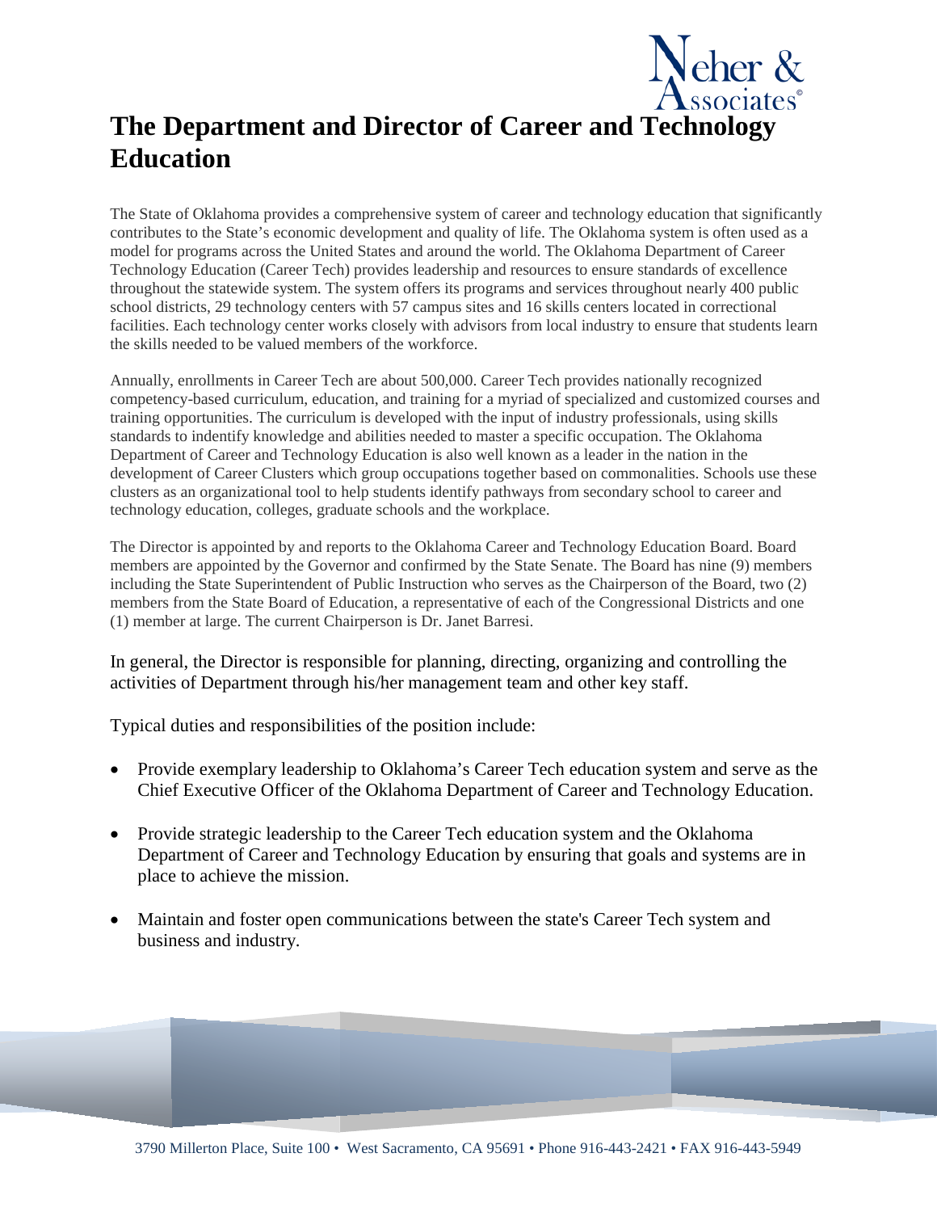# The Department and Director of Career and Technology Education

The State of Oklahoma provides a comprehensive system of career and technology education that significantly contributes to the State's economic development and quality of life. The Oklahoma system is often used as a model for programs across the United States and around the world. The Oklahoma Department of Career Technology Education (Career Tech) provides leadership and resources to ensure standards of excellence throughout the statewide system. The system offers its programs and services throughout nearly 400 public school districts, 29 technology centers with 57 campus sites and 16 skills centers located in correctional facilities. Each technology center works closely with advisors from local industry to ensure that students learn the skills needed to be valued members of the workforce.

Annually, enrollments in Career Tech are about 500,000. Career Tech provides nationally recognized competency-based curriculum, education, and training for a myriad of specialized and customized courses and training opportunities. The curriculum is developed with the input of industry professionals, using skills standards to indentify knowledge and abilities needed to master a specific occupation. The Oklahoma Department of Career and Technology Education is also well known as a leader in the nation in the development of Career Clusters which group occupations together based on commonalities. Schools use these clusters as an organizational tool to help students identify pathways from secondary school to career and technology education, colleges, graduate schools and the workplace.

The Director is appointed by and reports to the Oklahoma Career and Technology Education Board. Board members are appointed by the Governor and confirmed by the State Senate. The Board has nine (9) members including the State Superintendent of Public Instruction who serves as the Chairperson of the Board, two (2) members from the State Board of Education, a representative of each of the Congressional Districts and one (1) member at large. The current Chairperson is Dr. Janet Barresi.

In general, the Director is responsible for planning, directing, organizing and controlling the activities of Department through his/her management team and other key staff.

Typical duties and responsibilities of the position include:

- Provide exemplary leadership to Oklahoma's Career Tech education system and serve as the Chief Executive Officer of the Oklahoma Department of Career and Technology Education.
- Provide strategic leadership to the Career Tech education system and the Oklahoma Department of Career and Technology Education by ensuring that goals and systems are in place to achieve the mission.
- Maintain and foster open communications between the state's Career Tech system and business and industry.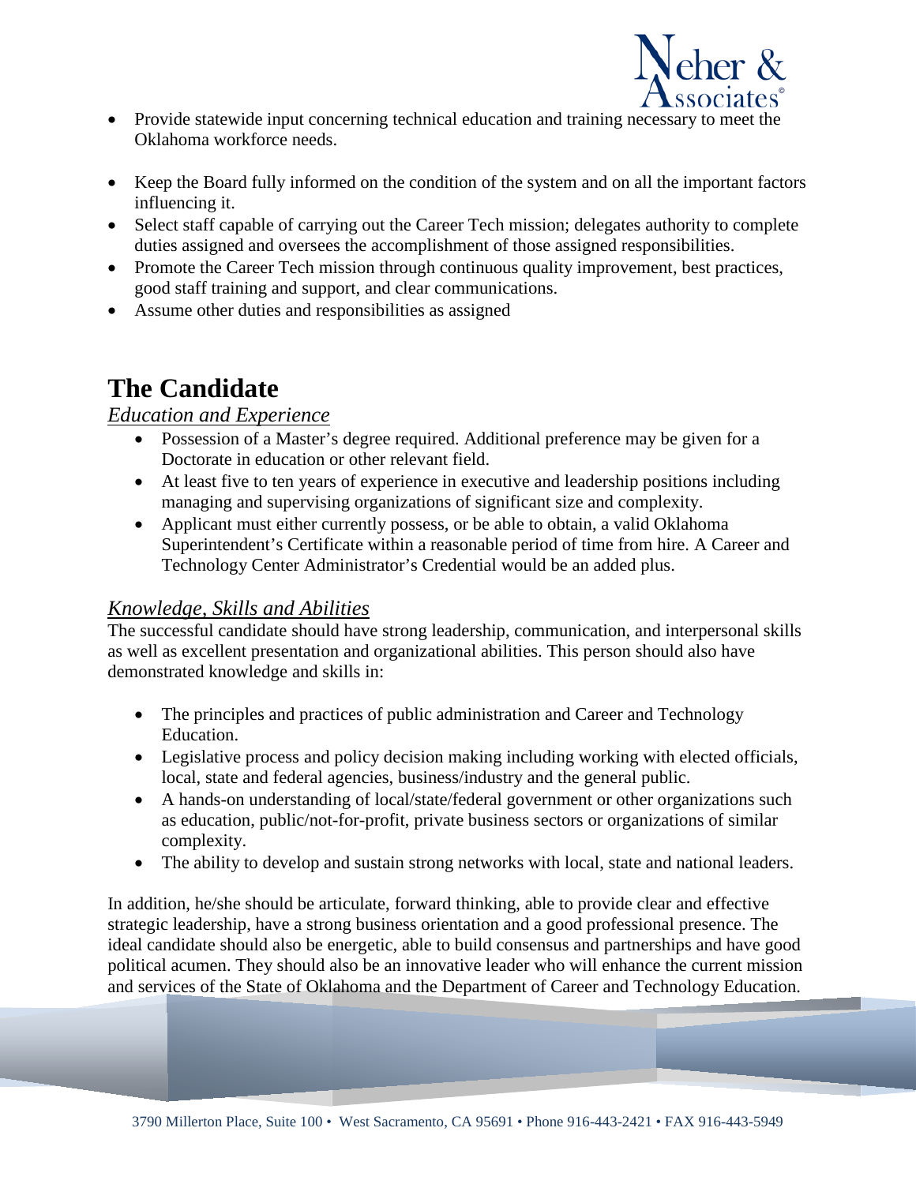- Provide statewide input concerning technical education and training necessary to meet the Oklahoma workforce needs.

- Keep the Board fully informed on the condition of the system and on all the important factors influencing it.
- Select staff capable of carrying out the Career Tech mission; delegates authority to complete duties assigned and oversees the accomplishment of those assigned responsibilities.
- Promote the Career Tech mission through continuous quality improvement, best practices, good staff training and support, and clear communications.
- Assume other duties and responsibilities as assigned

# The Candidate

*Education and Experience*

- Possession of a Master's degree required. Additional preference may be given for a Doctorate in education or other relevant field.
- At least five to ten years of experience in executive and leadership positions including managing and supervising organizations of significant size and complexity.
- Applicant must either currently possess, or be able to obtain, a valid Oklahoma Superintendent's Certificate within a reasonable period of time from hire. A Career and Technology Center Administrator's Credential would be an added plus.

*Knowledge, Skills and Abilities*

The successful candidate should have strong leadership, communication, and interpersonal skills as well as excellent presentation and organizational abilities. This person should also have demonstrated knowledge and skills in:

- The principles and practices of public administration and Career and Technology Education.
- Legislative process and policy decision making including working with elected officials, local, state and federal agencies, business/industry and the general public.
- A hands-on understanding of local/state/federal government or other organizations such as education, public/not-for-profit, private business sectors or organizations of similar complexity.
- The ability to develop and sustain strong networks with local, state and national leaders.

In addition, he/she should be articulate, forward thinking, able to provide clear and effective strategic leadership, have a strong business orientation and a good professional presence. The ideal candidate should also be energetic, able to build consensus and partnerships and have good political acumen. They should also be an innovative leader who will enhance the current mission and services of the State of Oklahoma and the Department of Career and Technology Education.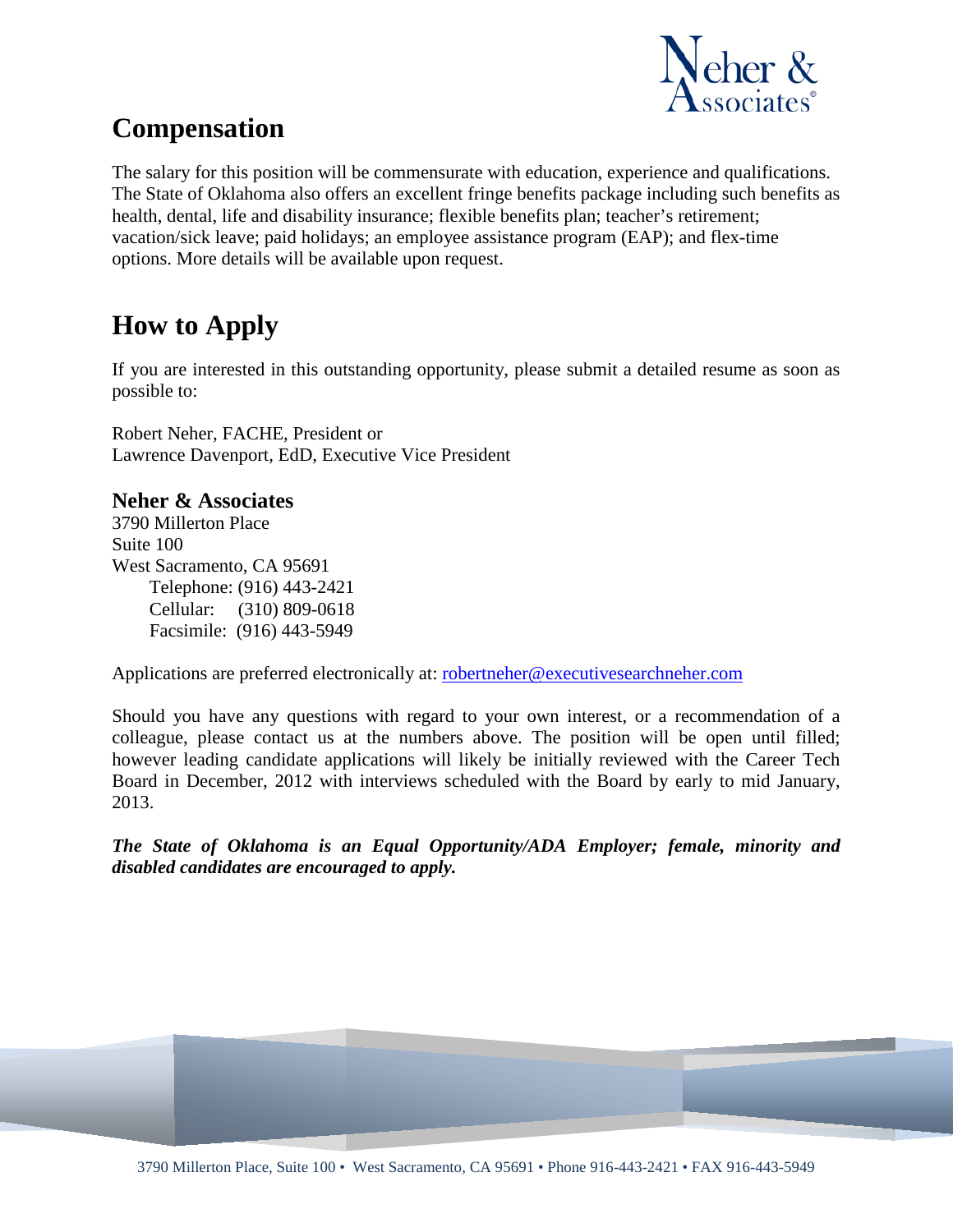## Compensation

The salary for this position will be commensurate with education, experience and qualifications. The State of Oklahoma also offers an excellent fringe benefits package including such benefits as health, dental, life and disability insurance; flexible benefits plan; teacher's retirement; vacation/sick leave; paid holidays; an employee assistance program (EAP); and flex-time options. More details will be available upon request.

## How to Apply

If you are interested in this outstanding opportunity, please submit a detailed resume as soon as possible to:

Robert Neher, FACHE, President or
Lawrence Davenport, EdD, Executive Vice President

### Neher & Associates

3790 Millerton Place
Suite 100
West Sacramento, CA 95691
Telephone: (916) 443-2421
Cellular: (310) 809-0618
Facsimile: (916) 443-5949

Applications are preferred electronically at: robertneher@executivesearchneher.com

Should you have any questions with regard to your own interest, or a recommendation of a colleague, please contact us at the numbers above. The position will be open until filled; however leading candidate applications will likely be initially reviewed with the Career Tech Board in December, 2012 with interviews scheduled with the Board by early to mid January, 2013.

***The State of Oklahoma is an Equal Opportunity/ADA Employer; female, minority and disabled candidates are encouraged to apply.***